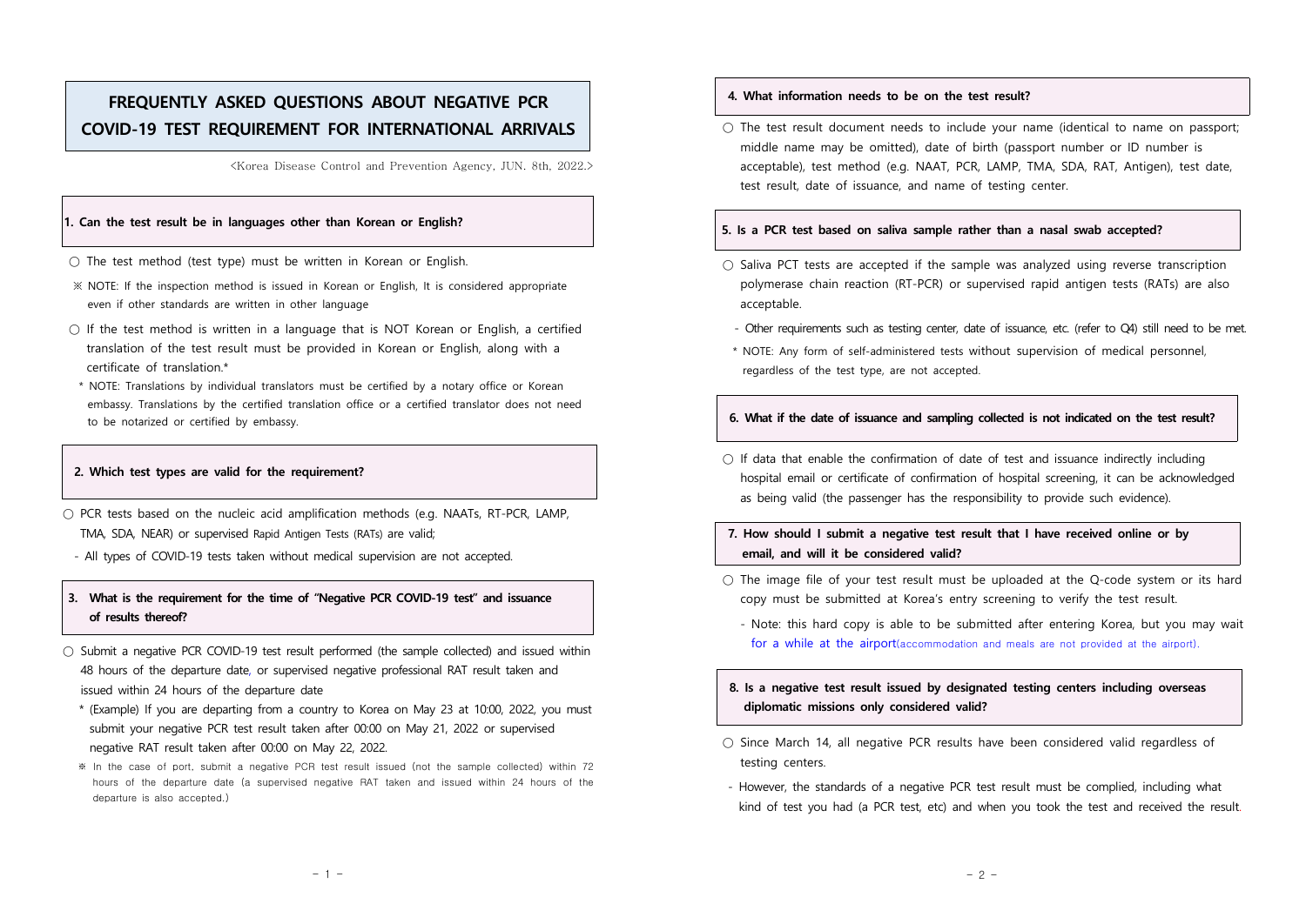# FREQUENTLY ASKED QUESTIONS ABOUT NEGATIVE PCR COVID-19 TEST REQUIREMENT FOR INTERNATIONAL ARRIVALS

<Korea Disease Control and Prevention Agency, JUN. 8th, 2022.>

### 1. Can the test result be in languages other than Korean or English?

○ The test method (test type) must be written in Korean or English.

※ NOTE: If the inspection method is issued in Korean or English, It is considered appropriate even if other standards are written in other language

○ If the test method is written in a language that is NOT Korean or English, a certified translation of the test result must be provided in Korean or English, along with a certificate of translation.*

\* NOTE: Translations by individual translators must be certified by a notary office or Korean embassy. Translations by the certified translation office or a certified translator does not need to be notarized or certified by embassy.

### 2. Which test types are valid for the requirement?

○ PCR tests based on the nucleic acid amplification methods (e.g. NAATs, RT-PCR, LAMP, TMA, SDA, NEAR) or supervised Rapid Antigen Tests (RATs) are valid;

- All types of COVID-19 tests taken without medical supervision are not accepted.

### 3. What is the requirement for the time of "Negative PCR COVID-19 test" and issuance of results thereof?

○ Submit a negative PCR COVID-19 test result performed (the sample collected) and issued within 48 hours of the departure date, or supervised negative professional RAT result taken and issued within 24 hours of the departure date

\* (Example) If you are departing from a country to Korea on May 23 at 10:00, 2022, you must submit your negative PCR test result taken after 00:00 on May 21, 2022 or supervised negative RAT result taken after 00:00 on May 22, 2022.

※ In the case of port, submit a negative PCR test result issued (not the sample collected) within 72 hours of the departure date (a supervised negative RAT taken and issued within 24 hours of the departure is also accepted.)

### 4. What information needs to be on the test result?

○ The test result document needs to include your name (identical to name on passport; middle name may be omitted), date of birth (passport number or ID number is acceptable), test method (e.g. NAAT, PCR, LAMP, TMA, SDA, RAT, Antigen), test date, test result, date of issuance, and name of testing center.

### 5. Is a PCR test based on saliva sample rather than a nasal swab accepted?

○ Saliva PCT tests are accepted if the sample was analyzed using reverse transcription polymerase chain reaction (RT-PCR) or supervised rapid antigen tests (RATs) are also acceptable.

- Other requirements such as testing center, date of issuance, etc. (refer to Q4) still need to be met.

\* NOTE: Any form of self-administered tests without supervision of medical personnel, regardless of the test type, are not accepted.

### 6. What if the date of issuance and sampling collected is not indicated on the test result?

○ If data that enable the confirmation of date of test and issuance indirectly including hospital email or certificate of confirmation of hospital screening, it can be acknowledged as being valid (the passenger has the responsibility to provide such evidence).

### 7. How should I submit a negative test result that I have received online or by email, and will it be considered valid?

○ The image file of your test result must be uploaded at the Q-code system or its hard copy must be submitted at Korea's entry screening to verify the test result.

- Note: this hard copy is able to be submitted after entering Korea, but you may wait for a while at the airport(accommodation and meals are not provided at the airport).

### 8. Is a negative test result issued by designated testing centers including overseas diplomatic missions only considered valid?

○ Since March 14, all negative PCR results have been considered valid regardless of testing centers.

- However, the standards of a negative PCR test result must be complied, including what kind of test you had (a PCR test, etc) and when you took the test and received the result.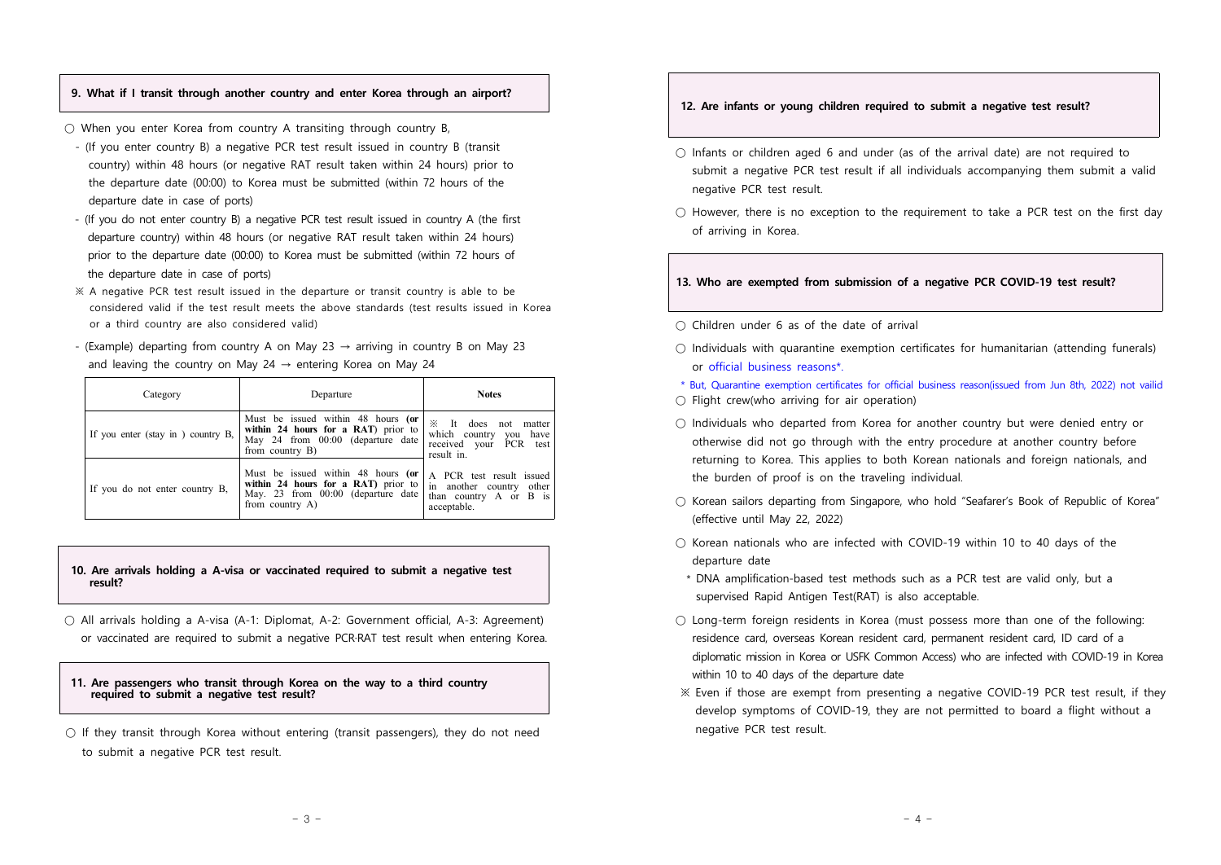### 9. What if I transit through another country and enter Korea through an airport?

○ When you enter Korea from country A transiting through country B,

- (If you enter country B) a negative PCR test result issued in country B (transit country) within 48 hours (or negative RAT result taken within 24 hours) prior to the departure date (00:00) to Korea must be submitted (within 72 hours of the departure date in case of ports)
- (If you do not enter country B) a negative PCR test result issued in country A (the first departure country) within 48 hours (or negative RAT result taken within 24 hours) prior to the departure date (00:00) to Korea must be submitted (within 72 hours of the departure date in case of ports)

※ A negative PCR test result issued in the departure or transit country is able to be considered valid if the test result meets the above standards (test results issued in Korea or a third country are also considered valid)

- (Example) departing from country A on May 23 → arriving in country B on May 23 and leaving the country on May 24 → entering Korea on May 24

| Category | Departure | Notes |
|---|---|---|
| If you enter (stay in ) country B, | Must be issued within 48 hours **(or within 24 hours for a RAT)** prior to May 24 from 00:00 (departure date from country B) | ※ It does not matter which country you have received your PCR test result in. |
| If you do not enter country B, | Must be issued within 48 hours **(or within 24 hours for a RAT)** prior to May. 23 from 00:00 (departure date from country A) | A PCR test result issued in another country other than country A or B is acceptable. |

### 10. Are arrivals holding a A-visa or vaccinated required to submit a negative test result?

○ All arrivals holding a A-visa (A-1: Diplomat, A-2: Government official, A-3: Agreement) or vaccinated are required to submit a negative PCR·RAT test result when entering Korea.

### 11. Are passengers who transit through Korea on the way to a third country required to submit a negative test result?

○ If they transit through Korea without entering (transit passengers), they do not need to submit a negative PCR test result.

### 12. Are infants or young children required to submit a negative test result?

○ Infants or children aged 6 and under (as of the arrival date) are not required to submit a negative PCR test result if all individuals accompanying them submit a valid negative PCR test result.

○ However, there is no exception to the requirement to take a PCR test on the first day of arriving in Korea.

### 13. Who are exempted from submission of a negative PCR COVID-19 test result?

○ Children under 6 as of the date of arrival

○ Individuals with quarantine exemption certificates for humanitarian (attending funerals) or official business reasons*.

\* But, Quarantine exemption certificates for official business reason(issued from Jun 8th, 2022) not vailid

○ Flight crew(who arriving for air operation)

○ Individuals who departed from Korea for another country but were denied entry or otherwise did not go through with the entry procedure at another country before returning to Korea. This applies to both Korean nationals and foreign nationals, and the burden of proof is on the traveling individual.

○ Korean sailors departing from Singapore, who hold "Seafarer's Book of Republic of Korea" (effective until May 22, 2022)

○ Korean nationals who are infected with COVID-19 within 10 to 40 days of the departure date

\* DNA amplification-based test methods such as a PCR test are valid only, but a supervised Rapid Antigen Test(RAT) is also acceptable.

○ Long-term foreign residents in Korea (must possess more than one of the following: residence card, overseas Korean resident card, permanent resident card, ID card of a diplomatic mission in Korea or USFK Common Access) who are infected with COVID-19 in Korea within 10 to 40 days of the departure date

※ Even if those are exempt from presenting a negative COVID-19 PCR test result, if they develop symptoms of COVID-19, they are not permitted to board a flight without a negative PCR test result.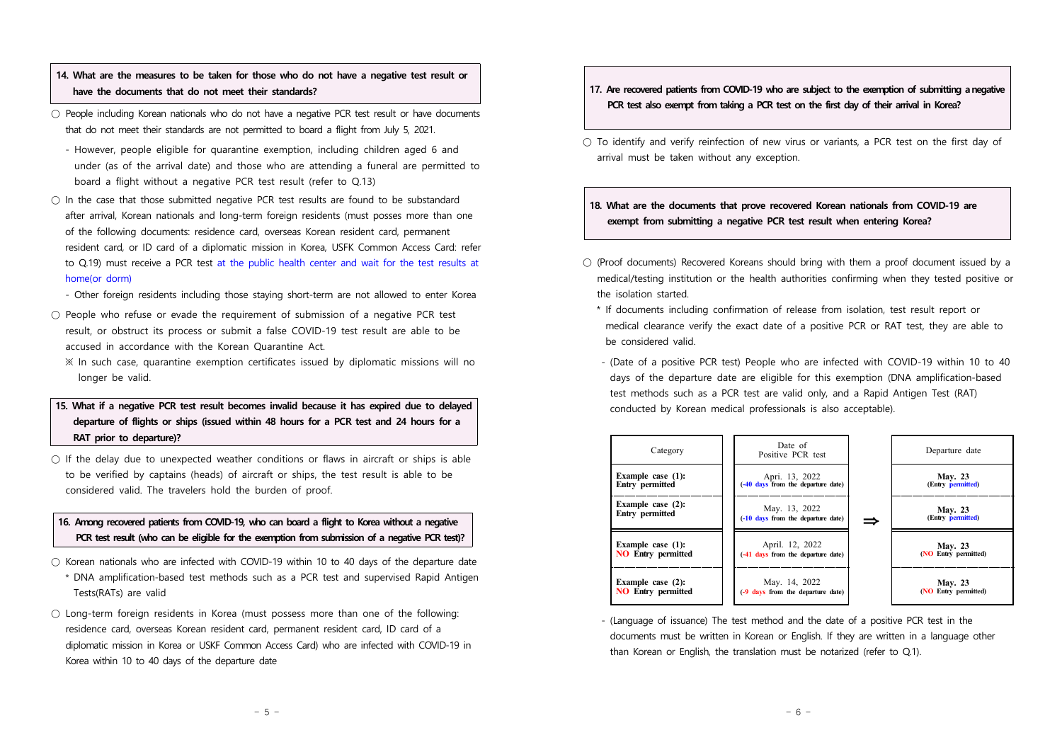**14. What are the measures to be taken for those who do not have a negative test result or have the documents that do not meet their standards?**

○ People including Korean nationals who do not have a negative PCR test result or have documents that do not meet their standards are not permitted to board a flight from July 5, 2021.

- However, people eligible for quarantine exemption, including children aged 6 and under (as of the arrival date) and those who are attending a funeral are permitted to board a flight without a negative PCR test result (refer to Q.13)

○ In the case that those submitted negative PCR test results are found to be substandard after arrival, Korean nationals and long-term foreign residents (must posses more than one of the following documents: residence card, overseas Korean resident card, permanent resident card, or ID card of a diplomatic mission in Korea, USFK Common Access Card: refer to Q.19) must receive a PCR test at the public health center and wait for the test results at home(or dorm)

- Other foreign residents including those staying short-term are not allowed to enter Korea

○ People who refuse or evade the requirement of submission of a negative PCR test result, or obstruct its process or submit a false COVID-19 test result are able to be accused in accordance with the Korean Quarantine Act.

※ In such case, quarantine exemption certificates issued by diplomatic missions will no longer be valid.

**15. What if a negative PCR test result becomes invalid because it has expired due to delayed departure of flights or ships (issued within 48 hours for a PCR test and 24 hours for a RAT prior to departure)?**

○ If the delay due to unexpected weather conditions or flaws in aircraft or ships is able to be verified by captains (heads) of aircraft or ships, the test result is able to be considered valid. The travelers hold the burden of proof.

**16. Among recovered patients from COVID-19, who can board a flight to Korea without a negative PCR test result (who can be eligible for the exemption from submission of a negative PCR test)?**

○ Korean nationals who are infected with COVID-19 within 10 to 40 days of the departure date

* DNA amplification-based test methods such as a PCR test and supervised Rapid Antigen Tests(RATs) are valid

○ Long-term foreign residents in Korea (must possess more than one of the following: residence card, overseas Korean resident card, permanent resident card, ID card of a diplomatic mission in Korea or USKF Common Access Card) who are infected with COVID-19 in Korea within 10 to 40 days of the departure date

**17. Are recovered patients from COVID-19 who are subject to the exemption of submitting a negative PCR test also exempt from taking a PCR test on the first day of their arrival in Korea?**

○ To identify and verify reinfection of new virus or variants, a PCR test on the first day of arrival must be taken without any exception.

**18. What are the documents that prove recovered Korean nationals from COVID-19 are exempt from submitting a negative PCR test result when entering Korea?**

○ (Proof documents) Recovered Koreans should bring with them a proof document issued by a medical/testing institution or the health authorities confirming when they tested positive or the isolation started.

* If documents including confirmation of release from isolation, test result report or medical clearance verify the exact date of a positive PCR or RAT test, they are able to be considered valid.

- (Date of a positive PCR test) People who are infected with COVID-19 within 10 to 40 days of the departure date are eligible for this exemption (DNA amplification-based test methods such as a PCR test are valid only, and a Rapid Antigen Test (RAT) conducted by Korean medical professionals is also acceptable).

| Category | Date of Positive PCR test | | Departure date |
|---|---|---|---|
| Example case (1): Entry permitted | Apri. 13, 2022 (-40 days from the departure date) | ⇒ | May. 23 (Entry permitted) |
| Example case (2): Entry permitted | May. 13, 2022 (-10 days from the departure date) | | May. 23 (Entry permitted) |
| Example case (1): NO Entry permitted | April. 12, 2022 (-41 days from the departure date) | | May. 23 (NO Entry permitted) |
| Example case (2): NO Entry permitted | May. 14, 2022 (-9 days from the departure date) | | May. 23 (NO Entry permitted) |

- (Language of issuance) The test method and the date of a positive PCR test in the documents must be written in Korean or English. If they are written in a language other than Korean or English, the translation must be notarized (refer to Q.1).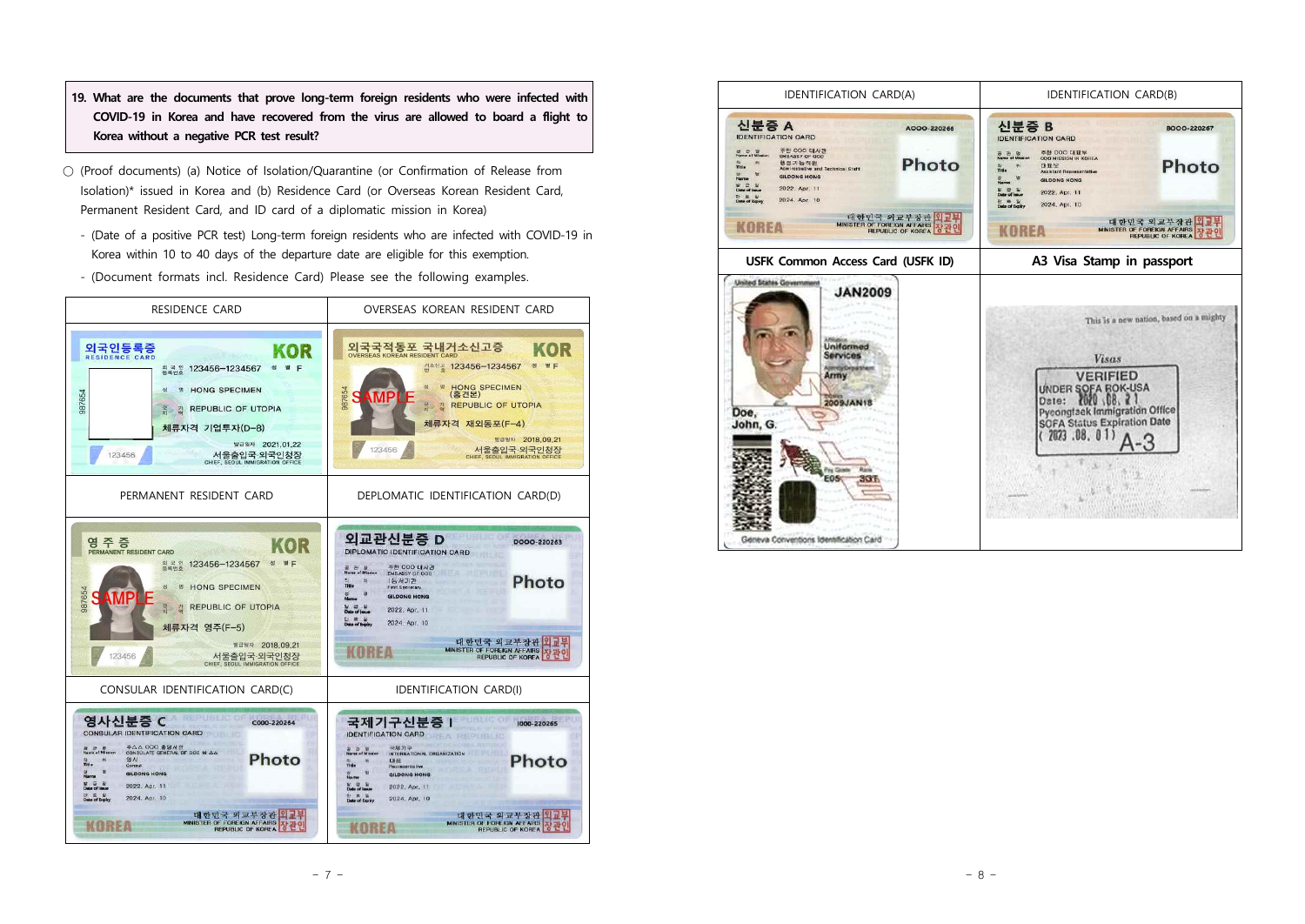**19. What are the documents that prove long-term foreign residents who were infected with COVID-19 in Korea and have recovered from the virus are allowed to board a flight to Korea without a negative PCR test result?**

○ (Proof documents) (a) Notice of Isolation/Quarantine (or Confirmation of Release from Isolation)* issued in Korea and (b) Residence Card (or Overseas Korean Resident Card, Permanent Resident Card, and ID card of a diplomatic mission in Korea)

- (Date of a positive PCR test) Long-term foreign residents who are infected with COVID-19 in Korea within 10 to 40 days of the departure date are eligible for this exemption.
- (Document formats incl. Residence Card) Please see the following examples.

| RESIDENCE CARD | OVERSEAS KOREAN RESIDENT CARD |
|---|---|
| 외국인등록증 RESIDENCE CARD KOR 외국인등록번호 123456–1234567 성별 F 성명 HONG SPECIMEN 국가 REPUBLIC OF UTOPIA 체류자격 기업투자(D–8) 발급일자 2021.01.22 서울출입국·외국인청장 CHIEF, SEOUL IMMIGRATION OFFICE | 외국국적동포 국내거소신고증 OVERSEAS KOREAN RESIDENT CARD KOR 거소번호 123456–1234567 성별 F 성명 HONG SPECIMEN (홍견본) 국적 REPUBLIC OF UTOPIA 체류자격 재외동포(F–4) 발급일자 2018.09.21 서울출입국·외국인청장 CHIEF, SEOUL IMMIGRATION OFFICE |
| PERMANENT RESIDENT CARD | DEPLOMATIC IDENTIFICATION CARD(D) |
| 영 주 증 PERMANENT RESIDENT CARD KOR 외국인등록번호 123456–1234567 성별 F 성명 HONG SPECIMEN 국가 REPUBLIC OF UTOPIA 체류자격 영주(F–5) 발급일자 2018.09.21 서울출입국·외국인청장 CHIEF, SEOUL IMMIGRATION OFFICE | 외교관신분증 D DIPLOMATIC IDENTIFICATION CARD D000-220263 주한 OOO 대사관 EMBASSY OF OOO 1등서기관 First Secretary GILDONG HONG 2022. Apr. 11 2024. Apr. 10 대한민국 외교부장관 MINISTER OF FOREIGN AFFAIRS REPUBLIC OF KOREA KOREA |
| CONSULAR IDENTIFICATION CARD(C) | IDENTIFICATION CARD(I) |
| 영사신분증 C CONSULAR IDENTIFICATION CARD C000-220264 주△△ OOO 총영사관 CONSULATE GENERAL OF OOO IN △△ 영사 Consul GILDONG HONG 2022. Apr. 11 2024. Apr. 10 대한민국 외교부장관 MINISTER OF FOREIGN AFFAIRS REPUBLIC OF KOREA KOREA | 국제기구신분증 I IDENTIFICATION CARD I000-220265 국제기구 INTERNATIONAL ORGANIZATION 대표 Representative GILDONG HONG 2022. Apr. 11 2024. Apr. 10 대한민국 외교부장관 MINISTER OF FOREIGN AFFAIRS REPUBLIC OF KOREA KOREA |

| IDENTIFICATION CARD(A) | IDENTIFICATION CARD(B) |
|---|---|
| 신분증 A IDENTIFICATION CARD A000-220266 주한 OOO 대사관 EMBASSY OF OOO 행정기술직원 Administrative and Technical Staff GILDONG HONG 2022. Apr. 11 2024. Apr. 10 대한민국 외교부장관 MINISTER OF FOREIGN AFFAIRS REPUBLIC OF KOREA KOREA | 신분증 B IDENTIFICATION CARD B000-220267 주한 OOO 대표부 OOO MISSION IN KOREA 대표보 Assistant Representative GILDONG HONG 2022. Apr. 11 2024. Apr. 10 대한민국 외교부장관 MINISTER OF FOREIGN AFFAIRS REPUBLIC OF KOREA KOREA |
| **USFK Common Access Card (USFK ID)** | **A3 Visa Stamp in passport** |
| United States Government JAN2009 Affiliation Uniformed Services Agency/Department Army Expires 2009JAN18 Doe, John, G. Pay Grade Rank E05 SGT Geneva Conventions Identification Card | This is a new nation, based on a mighty Visas VERIFIED UNDER SOFA ROK-USA Date: 2020 .08. 21 Pyeongtaek Immigration Office SOFA Status Expiration Date (2023 .08. 01) A-3 |